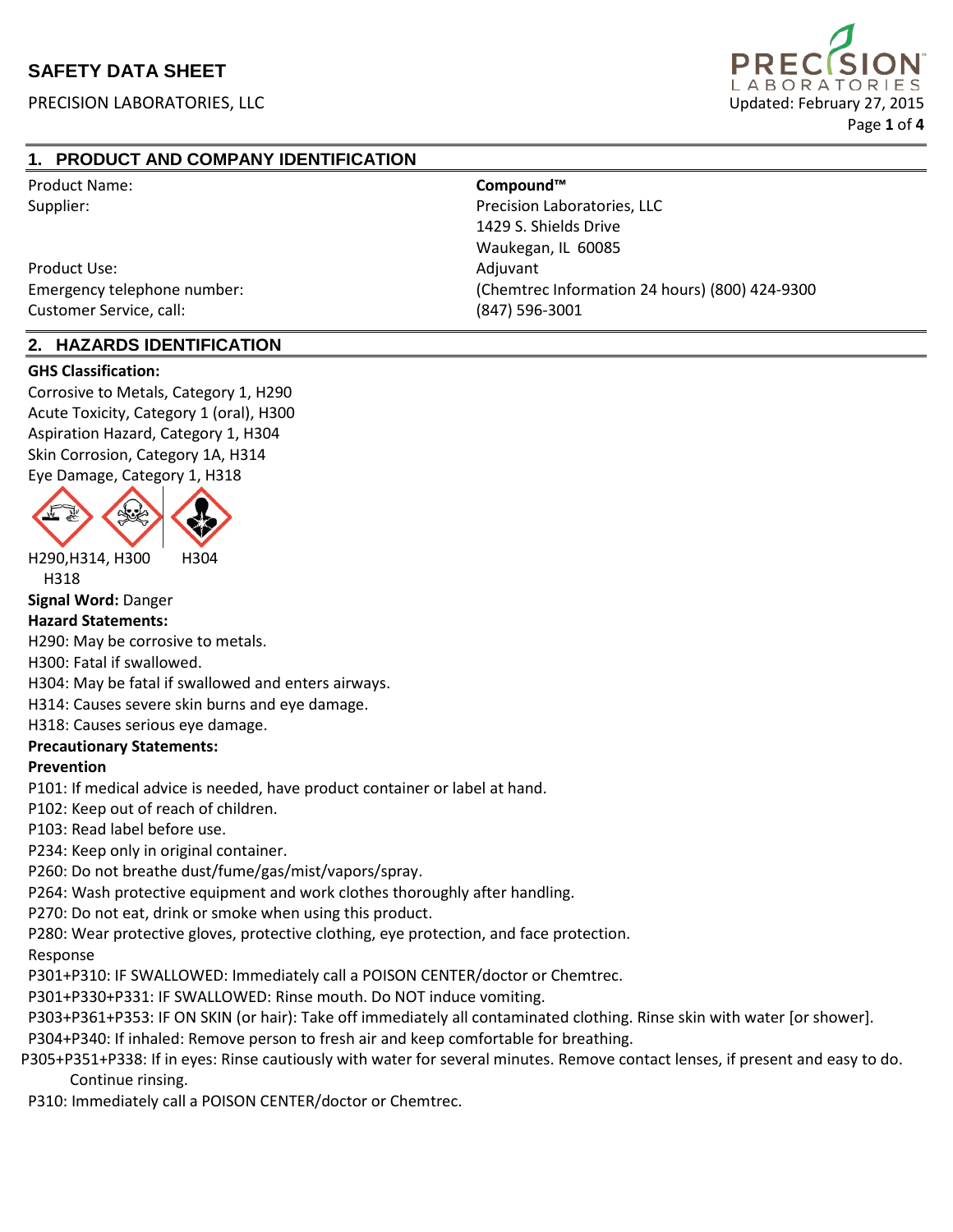# SAFETY DATA SHEET

PRECISION LABORATORIES, LLC

Updated: February 27, 2015

## 1. PRODUCT AND COMPANY IDENTIFICATION

| | |
|---|---|
| Product Name: | **Compound™** |
| Supplier: | Precision Laboratories, LLC<br>1429 S. Shields Drive<br>Waukegan, IL 60085 |
| Product Use: | Adjuvant |
| Emergency telephone number: | (Chemtrec Information 24 hours) (800) 424-9300 |
| Customer Service, call: | (847) 596-3001 |

## 2. HAZARDS IDENTIFICATION

**GHS Classification:**

Corrosive to Metals, Category 1, H290
Acute Toxicity, Category 1 (oral), H300
Aspiration Hazard, Category 1, H304
Skin Corrosion, Category 1A, H314
Eye Damage, Category 1, H318

H290,H314, H318    H300    H304

**Signal Word:** Danger

**Hazard Statements:**

H290: May be corrosive to metals.
H300: Fatal if swallowed.
H304: May be fatal if swallowed and enters airways.
H314: Causes severe skin burns and eye damage.
H318: Causes serious eye damage.

**Precautionary Statements:**

**Prevention**

P101: If medical advice is needed, have product container or label at hand.
P102: Keep out of reach of children.
P103: Read label before use.
P234: Keep only in original container.
P260: Do not breathe dust/fume/gas/mist/vapors/spray.
P264: Wash protective equipment and work clothes thoroughly after handling.
P270: Do not eat, drink or smoke when using this product.
P280: Wear protective gloves, protective clothing, eye protection, and face protection.

Response

P301+P310: IF SWALLOWED: Immediately call a POISON CENTER/doctor or Chemtrec.
P301+P330+P331: IF SWALLOWED: Rinse mouth. Do NOT induce vomiting.
P303+P361+P353: IF ON SKIN (or hair): Take off immediately all contaminated clothing. Rinse skin with water [or shower].
P304+P340: If inhaled: Remove person to fresh air and keep comfortable for breathing.
P305+P351+P338: If in eyes: Rinse cautiously with water for several minutes. Remove contact lenses, if present and easy to do. Continue rinsing.
P310: Immediately call a POISON CENTER/doctor or Chemtrec.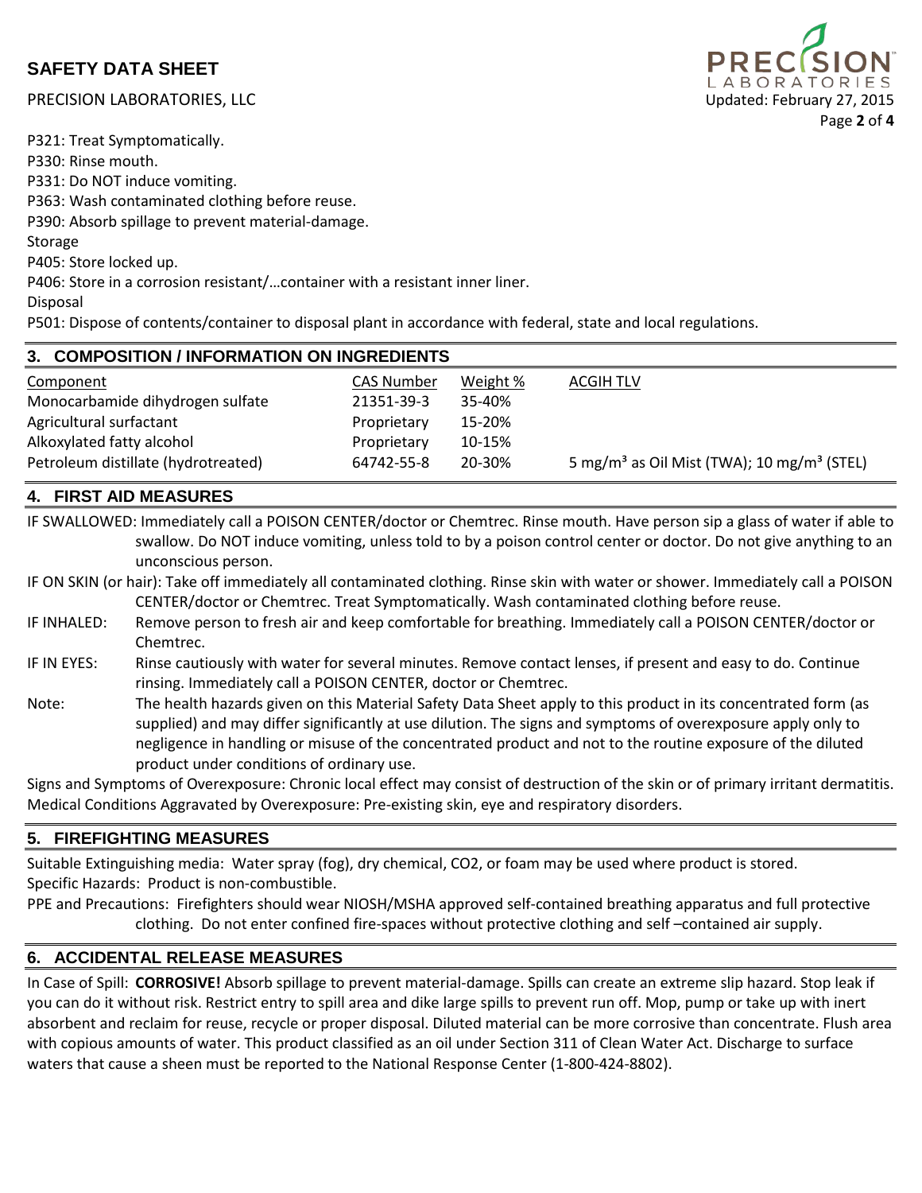P321: Treat Symptomatically.
P330: Rinse mouth.
P331: Do NOT induce vomiting.
P363: Wash contaminated clothing before reuse.
P390: Absorb spillage to prevent material-damage.
Storage
P405: Store locked up.
P406: Store in a corrosion resistant/…container with a resistant inner liner.
Disposal
P501: Dispose of contents/container to disposal plant in accordance with federal, state and local regulations.

## 3. COMPOSITION / INFORMATION ON INGREDIENTS

| Component | CAS Number | Weight % | ACGIH TLV |
|---|---|---|---|
| Monocarbamide dihydrogen sulfate | 21351-39-3 | 35-40% | |
| Agricultural surfactant | Proprietary | 15-20% | |
| Alkoxylated fatty alcohol | Proprietary | 10-15% | |
| Petroleum distillate (hydrotreated) | 64742-55-8 | 20-30% | 5 $mg/m^3$ as Oil Mist (TWA); 10 $mg/m^3$ (STEL) |

## 4. FIRST AID MEASURES

IF SWALLOWED: Immediately call a POISON CENTER/doctor or Chemtrec. Rinse mouth. Have person sip a glass of water if able to swallow. Do NOT induce vomiting, unless told to by a poison control center or doctor. Do not give anything to an unconscious person.

IF ON SKIN (or hair): Take off immediately all contaminated clothing. Rinse skin with water or shower. Immediately call a POISON CENTER/doctor or Chemtrec. Treat Symptomatically. Wash contaminated clothing before reuse.

IF INHALED: Remove person to fresh air and keep comfortable for breathing. Immediately call a POISON CENTER/doctor or Chemtrec.

IF IN EYES: Rinse cautiously with water for several minutes. Remove contact lenses, if present and easy to do. Continue rinsing. Immediately call a POISON CENTER, doctor or Chemtrec.

Note: The health hazards given on this Material Safety Data Sheet apply to this product in its concentrated form (as supplied) and may differ significantly at use dilution. The signs and symptoms of overexposure apply only to negligence in handling or misuse of the concentrated product and not to the routine exposure of the diluted product under conditions of ordinary use.

Signs and Symptoms of Overexposure: Chronic local effect may consist of destruction of the skin or of primary irritant dermatitis.
Medical Conditions Aggravated by Overexposure: Pre-existing skin, eye and respiratory disorders.

## 5. FIREFIGHTING MEASURES

Suitable Extinguishing media: Water spray (fog), dry chemical, CO2, or foam may be used where product is stored.
Specific Hazards: Product is non-combustible.
PPE and Precautions: Firefighters should wear NIOSH/MSHA approved self-contained breathing apparatus and full protective clothing. Do not enter confined fire-spaces without protective clothing and self –contained air supply.

## 6. ACCIDENTAL RELEASE MEASURES

In Case of Spill: **CORROSIVE!** Absorb spillage to prevent material-damage. Spills can create an extreme slip hazard. Stop leak if you can do it without risk. Restrict entry to spill area and dike large spills to prevent run off. Mop, pump or take up with inert absorbent and reclaim for reuse, recycle or proper disposal. Diluted material can be more corrosive than concentrate. Flush area with copious amounts of water. This product classified as an oil under Section 311 of Clean Water Act. Discharge to surface waters that cause a sheen must be reported to the National Response Center (1-800-424-8802).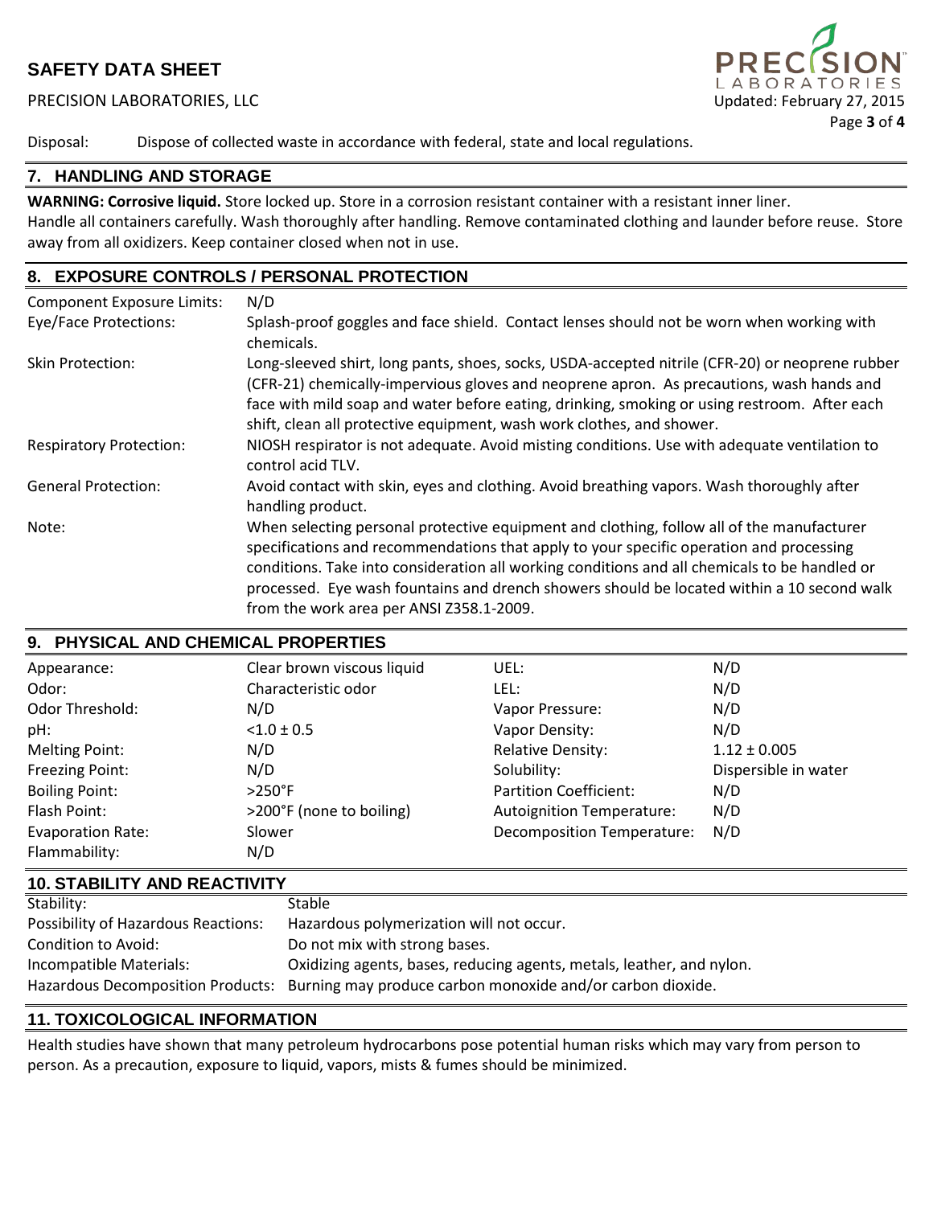Disposal: Dispose of collected waste in accordance with federal, state and local regulations.

## 7. HANDLING AND STORAGE

**WARNING: Corrosive liquid.** Store locked up. Store in a corrosion resistant container with a resistant inner liner. Handle all containers carefully. Wash thoroughly after handling. Remove contaminated clothing and launder before reuse. Store away from all oxidizers. Keep container closed when not in use.

## 8. EXPOSURE CONTROLS / PERSONAL PROTECTION

| | |
|---|---|
| Component Exposure Limits: | N/D |
| Eye/Face Protections: | Splash-proof goggles and face shield. Contact lenses should not be worn when working with chemicals. |
| Skin Protection: | Long-sleeved shirt, long pants, shoes, socks, USDA-accepted nitrile (CFR-20) or neoprene rubber (CFR-21) chemically-impervious gloves and neoprene apron. As precautions, wash hands and face with mild soap and water before eating, drinking, smoking or using restroom. After each shift, clean all protective equipment, wash work clothes, and shower. |
| Respiratory Protection: | NIOSH respirator is not adequate. Avoid misting conditions. Use with adequate ventilation to control acid TLV. |
| General Protection: | Avoid contact with skin, eyes and clothing. Avoid breathing vapors. Wash thoroughly after handling product. |
| Note: | When selecting personal protective equipment and clothing, follow all of the manufacturer specifications and recommendations that apply to your specific operation and processing conditions. Take into consideration all working conditions and all chemicals to be handled or processed. Eye wash fountains and drench showers should be located within a 10 second walk from the work area per ANSI Z358.1-2009. |

## 9. PHYSICAL AND CHEMICAL PROPERTIES

| | | | |
|---|---|---|---|
| Appearance: | Clear brown viscous liquid | UEL: | N/D |
| Odor: | Characteristic odor | LEL: | N/D |
| Odor Threshold: | N/D | Vapor Pressure: | N/D |
| pH: | <1.0 ± 0.5 | Vapor Density: | N/D |
| Melting Point: | N/D | Relative Density: | 1.12 ± 0.005 |
| Freezing Point: | N/D | Solubility: | Dispersible in water |
| Boiling Point: | >250°F | Partition Coefficient: | N/D |
| Flash Point: | >200°F (none to boiling) | Autoignition Temperature: | N/D |
| Evaporation Rate: | Slower | Decomposition Temperature: | N/D |
| Flammability: | N/D | | |

## 10. STABILITY AND REACTIVITY

| | |
|---|---|
| Stability: | Stable |
| Possibility of Hazardous Reactions: | Hazardous polymerization will not occur. |
| Condition to Avoid: | Do not mix with strong bases. |
| Incompatible Materials: | Oxidizing agents, bases, reducing agents, metals, leather, and nylon. |
| Hazardous Decomposition Products: | Burning may produce carbon monoxide and/or carbon dioxide. |

## 11. TOXICOLOGICAL INFORMATION

Health studies have shown that many petroleum hydrocarbons pose potential human risks which may vary from person to person. As a precaution, exposure to liquid, vapors, mists & fumes should be minimized.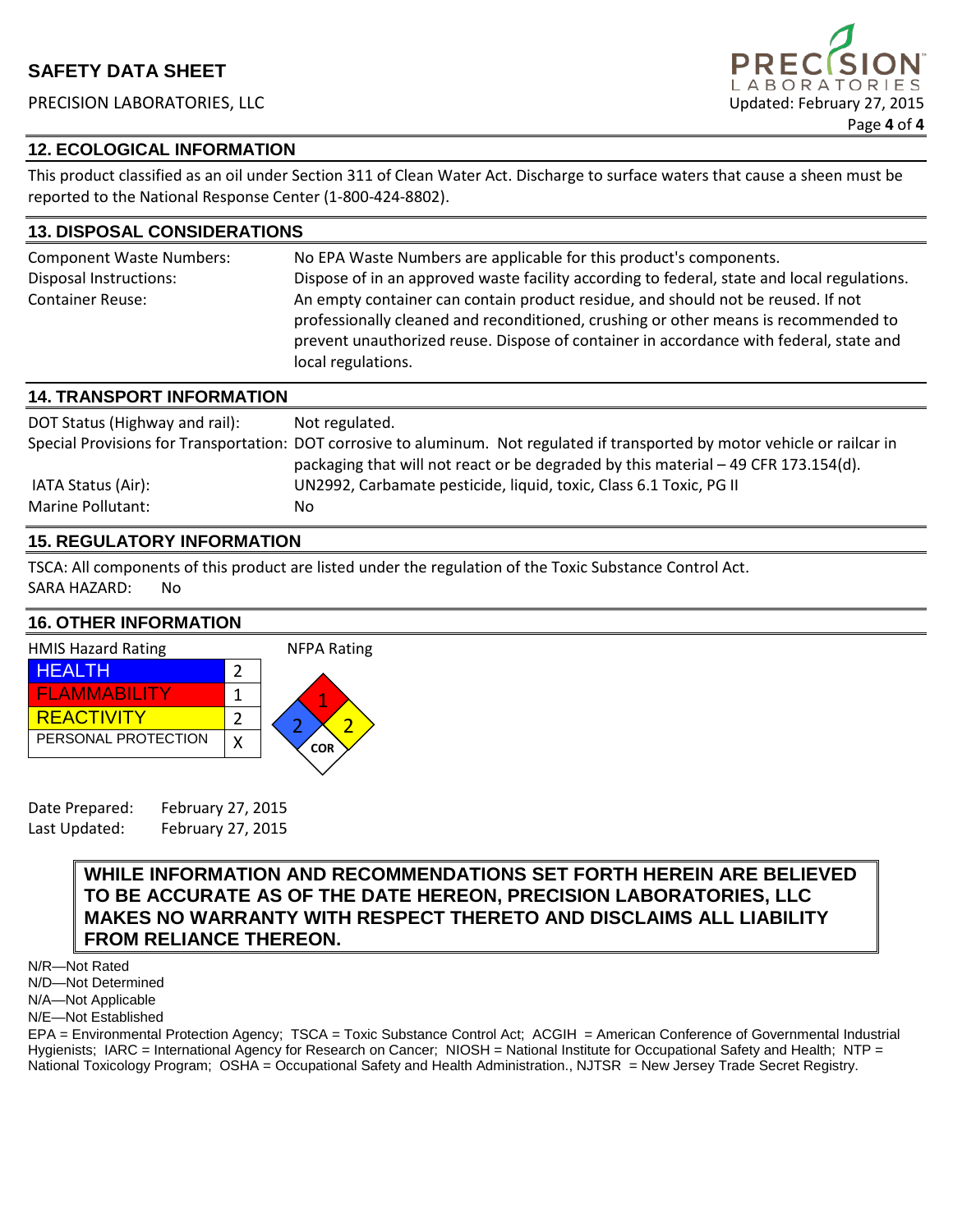## 12. ECOLOGICAL INFORMATION

This product classified as an oil under Section 311 of Clean Water Act. Discharge to surface waters that cause a sheen must be reported to the National Response Center (1-800-424-8802).

## 13. DISPOSAL CONSIDERATIONS

| | |
|---|---|
| Component Waste Numbers: | No EPA Waste Numbers are applicable for this product's components. |
| Disposal Instructions: | Dispose of in an approved waste facility according to federal, state and local regulations. |
| Container Reuse: | An empty container can contain product residue, and should not be reused. If not professionally cleaned and reconditioned, crushing or other means is recommended to prevent unauthorized reuse. Dispose of container in accordance with federal, state and local regulations. |

## 14. TRANSPORT INFORMATION

| | |
|---|---|
| DOT Status (Highway and rail): | Not regulated. |
| Special Provisions for Transportation: | DOT corrosive to aluminum. Not regulated if transported by motor vehicle or railcar in packaging that will not react or be degraded by this material – 49 CFR 173.154(d). |
| IATA Status (Air): | UN2992, Carbamate pesticide, liquid, toxic, Class 6.1 Toxic, PG II |
| Marine Pollutant: | No |

## 15. REGULATORY INFORMATION

TSCA: All components of this product are listed under the regulation of the Toxic Substance Control Act.

SARA HAZARD: No

## 16. OTHER INFORMATION

HMIS Hazard Rating

| | |
|---|---|
| HEALTH | 2 |
| FLAMMABILITY | 1 |
| REACTIVITY | 2 |
| PERSONAL PROTECTION | X |

NFPA Rating

1
2
2
COR

Date Prepared: February 27, 2015

Last Updated: February 27, 2015

**WHILE INFORMATION AND RECOMMENDATIONS SET FORTH HEREIN ARE BELIEVED TO BE ACCURATE AS OF THE DATE HEREON, PRECISION LABORATORIES, LLC MAKES NO WARRANTY WITH RESPECT THERETO AND DISCLAIMS ALL LIABILITY FROM RELIANCE THEREON.**

N/R—Not Rated
N/D—Not Determined
N/A—Not Applicable
N/E—Not Established

EPA = Environmental Protection Agency; TSCA = Toxic Substance Control Act; ACGIH = American Conference of Governmental Industrial Hygienists; IARC = International Agency for Research on Cancer; NIOSH = National Institute for Occupational Safety and Health; NTP = National Toxicology Program; OSHA = Occupational Safety and Health Administration., NJTSR = New Jersey Trade Secret Registry.